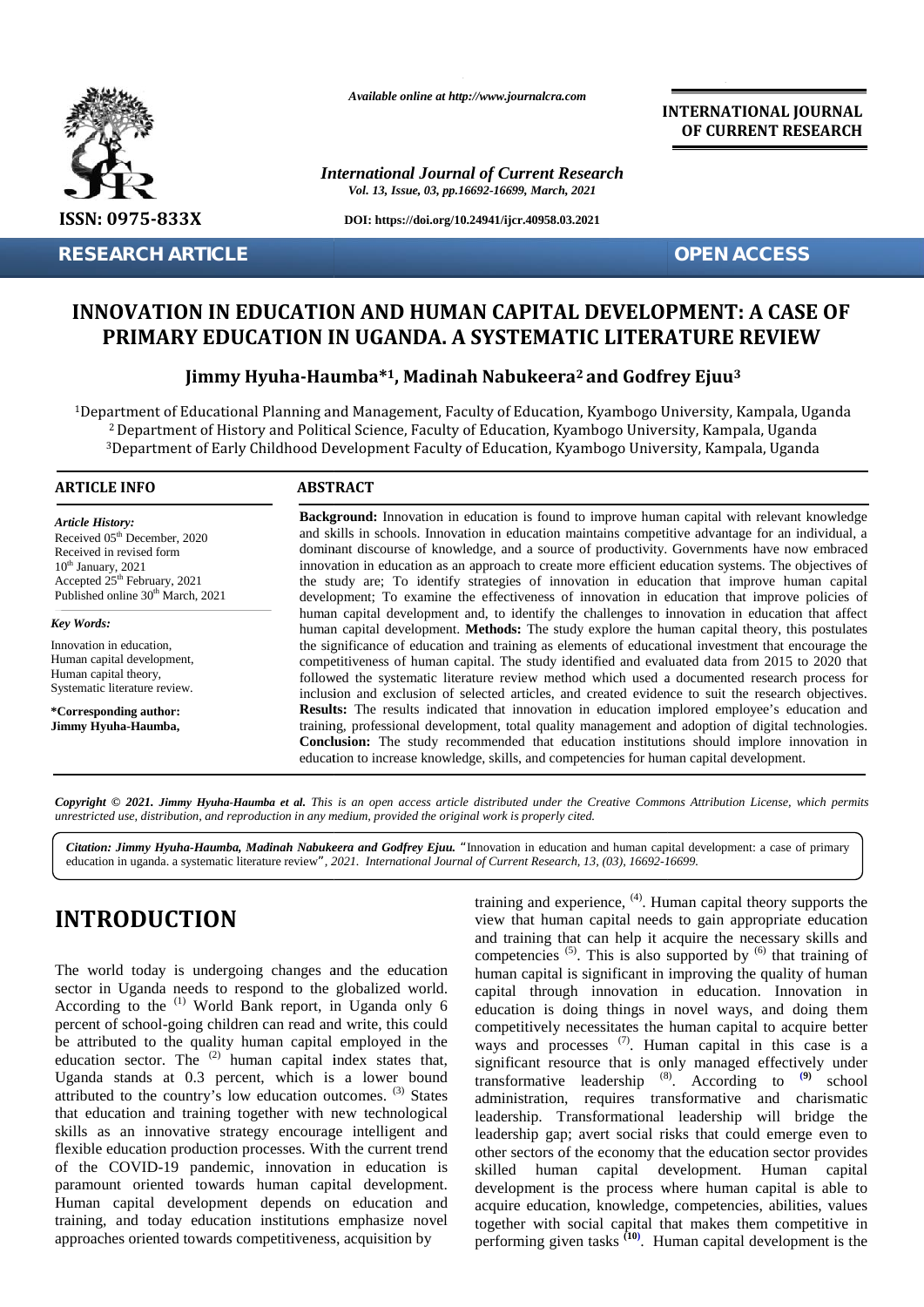ISSN: 0975-833X

Available online at http://www.journalcra.com

International Journal of Current Research
Vol. 13, Issue, 03, pp.16692-16699, March, 2021

DOI: https://doi.org/10.24941/ijcr.40958.03.2021

INTERNATIONAL JOURNAL OF CURRENT RESEARCH

RESEARCH ARTICLE

OPEN ACCESS

# INNOVATION IN EDUCATION AND HUMAN CAPITAL DEVELOPMENT: A CASE OF PRIMARY EDUCATION IN UGANDA. A SYSTEMATIC LITERATURE REVIEW

**Jimmy Hyuha-Haumba*[1], Madinah Nabukeera[2] and Godfrey Ejuu[3]**

[1]Department of Educational Planning and Management, Faculty of Education, Kyambogo University, Kampala, Uganda
[2] Department of History and Political Science, Faculty of Education, Kyambogo University, Kampala, Uganda
[3]Department of Early Childhood Development Faculty of Education, Kyambogo University, Kampala, Uganda

## ARTICLE INFO

*Article History:*
Received 05th December, 2020
Received in revised form
10th January, 2021
Accepted 25th February, 2021
Published online 30th March, 2021

*Key Words:*
Innovation in education,
Human capital development,
Human capital theory,
Systematic literature review.

**\*Corresponding author:**
**Jimmy Hyuha-Haumba,**

## ABSTRACT

**Background:** Innovation in education is found to improve human capital with relevant knowledge and skills in schools. Innovation in education maintains competitive advantage for an individual, a dominant discourse of knowledge, and a source of productivity. Governments have now embraced innovation in education as an approach to create more efficient education systems. The objectives of the study are; To identify strategies of innovation in education that improve human capital development; To examine the effectiveness of innovation in education that improve policies of human capital development and, to identify the challenges to innovation in education that affect human capital development. **Methods:** The study explore the human capital theory, this postulates the significance of education and training as elements of educational investment that encourage the competitiveness of human capital. The study identified and evaluated data from 2015 to 2020 that followed the systematic literature review method which used a documented research process for inclusion and exclusion of selected articles, and created evidence to suit the research objectives. **Results:** The results indicated that innovation in education implored employee's education and training, professional development, total quality management and adoption of digital technologies. **Conclusion:** The study recommended that education institutions should implore innovation in education to increase knowledge, skills, and competencies for human capital development.

*Copyright © 2021. Jimmy Hyuha-Haumba et al. This is an open access article distributed under the Creative Commons Attribution License, which permits unrestricted use, distribution, and reproduction in any medium, provided the original work is properly cited.*

***Citation: Jimmy Hyuha-Haumba, Madinah Nabukeera and Godfrey Ejuu.*** "Innovation in education and human capital development: a case of primary education in uganda. a systematic literature review", *2021. International Journal of Current Research, 13, (03), 16692-16699.*

# INTRODUCTION

The world today is undergoing changes and the education sector in Uganda needs to respond to the globalized world. According to the [(1)] World Bank report, in Uganda only 6 percent of school-going children can read and write, this could be attributed to the quality human capital employed in the education sector. The [(2)] human capital index states that, Uganda stands at 0.3 percent, which is a lower bound attributed to the country's low education outcomes. [(3)] States that education and training together with new technological skills as an innovative strategy encourage intelligent and flexible education production processes. With the current trend of the COVID-19 pandemic, innovation in education is paramount oriented towards human capital development. Human capital development depends on education and training, and today education institutions emphasize novel approaches oriented towards competitiveness, acquisition by training and experience, [(4)]. Human capital theory supports the view that human capital needs to gain appropriate education and training that can help it acquire the necessary skills and competencies [(5)]. This is also supported by [(6)] that training of human capital is significant in improving the quality of human capital through innovation in education. Innovation in education is doing things in novel ways, and doing them competitively necessitates the human capital to acquire better ways and processes [(7)]. Human capital in this case is a significant resource that is only managed effectively under transformative leadership [(8)]. According to [(9)] school administration, requires transformative and charismatic leadership. Transformational leadership will bridge the leadership gap; avert social risks that could emerge even to other sectors of the economy that the education sector provides skilled human capital development. Human capital development is the process where human capital is able to acquire education, knowledge, competencies, abilities, values together with social capital that makes them competitive in performing given tasks [(10)]. Human capital development is the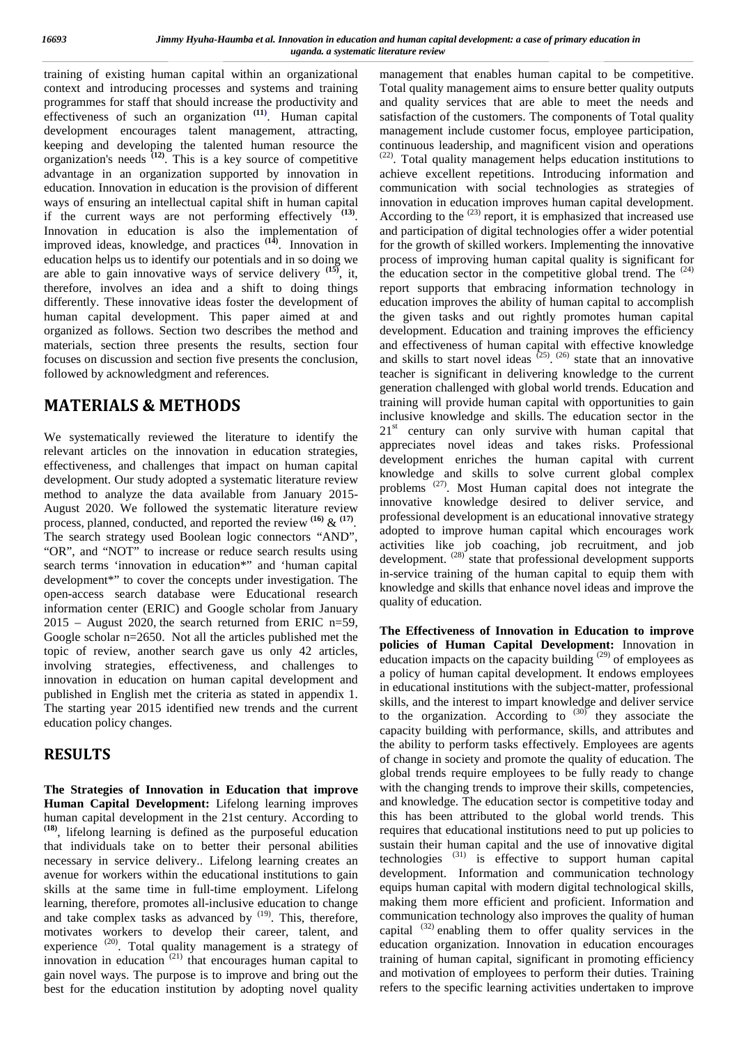training of existing human capital within an organizational context and introducing processes and systems and training programmes for staff that should increase the productivity and effectiveness of such an organization [11]. Human capital development encourages talent management, attracting, keeping and developing the talented human resource the organization's needs [12]. This is a key source of competitive advantage in an organization supported by innovation in education. Innovation in education is the provision of different ways of ensuring an intellectual capital shift in human capital if the current ways are not performing effectively [13]. Innovation in education is also the implementation of improved ideas, knowledge, and practices [14]. Innovation in education helps us to identify our potentials and in so doing we are able to gain innovative ways of service delivery [15], it, therefore, involves an idea and a shift to doing things differently. These innovative ideas foster the development of human capital development. This paper aimed at and organized as follows. Section two describes the method and materials, section three presents the results, section four focuses on discussion and section five presents the conclusion, followed by acknowledgment and references.

## MATERIALS & METHODS

We systematically reviewed the literature to identify the relevant articles on the innovation in education strategies, effectiveness, and challenges that impact on human capital development. Our study adopted a systematic literature review method to analyze the data available from January 2015-August 2020. We followed the systematic literature review process, planned, conducted, and reported the review [16] & [17]. The search strategy used Boolean logic connectors "AND", "OR", and "NOT" to increase or reduce search results using search terms 'innovation in education*" and 'human capital development*" to cover the concepts under investigation. The open-access search database were Educational research information center (ERIC) and Google scholar from January 2015 – August 2020, the search returned from ERIC n=59, Google scholar n=2650. Not all the articles published met the topic of review, another search gave us only 42 articles, involving strategies, effectiveness, and challenges to innovation in education on human capital development and published in English met the criteria as stated in appendix 1. The starting year 2015 identified new trends and the current education policy changes.

## RESULTS

**The Strategies of Innovation in Education that improve Human Capital Development:** Lifelong learning improves human capital development in the 21st century. According to [18], lifelong learning is defined as the purposeful education that individuals take on to better their personal abilities necessary in service delivery.. Lifelong learning creates an avenue for workers within the educational institutions to gain skills at the same time in full-time employment. Lifelong learning, therefore, promotes all-inclusive education to change and take complex tasks as advanced by [19]. This, therefore, motivates workers to develop their career, talent, and experience [20]. Total quality management is a strategy of innovation in education [21] that encourages human capital to gain novel ways. The purpose is to improve and bring out the best for the education institution by adopting novel quality management that enables human capital to be competitive. Total quality management aims to ensure better quality outputs and quality services that are able to meet the needs and satisfaction of the customers. The components of Total quality management include customer focus, employee participation, continuous leadership, and magnificent vision and operations [22]. Total quality management helps education institutions to achieve excellent repetitions. Introducing information and communication with social technologies as strategies of innovation in education improves human capital development. According to the [23] report, it is emphasized that increased use and participation of digital technologies offer a wider potential for the growth of skilled workers. Implementing the innovative process of improving human capital quality is significant for the education sector in the competitive global trend. The [24] report supports that embracing information technology in education improves the ability of human capital to accomplish the given tasks and out rightly promotes human capital development. Education and training improves the efficiency and effectiveness of human capital with effective knowledge and skills to start novel ideas [25]. [26] state that an innovative teacher is significant in delivering knowledge to the current generation challenged with global world trends. Education and training will provide human capital with opportunities to gain inclusive knowledge and skills. The education sector in the 21st century can only survive with human capital that appreciates novel ideas and takes risks. Professional development enriches the human capital with current knowledge and skills to solve current global complex problems [27]. Most Human capital does not integrate the innovative knowledge desired to deliver service, and professional development is an educational innovative strategy adopted to improve human capital which encourages work activities like job coaching, job recruitment, and job development. [28] state that professional development supports in-service training of the human capital to equip them with knowledge and skills that enhance novel ideas and improve the quality of education.

**The Effectiveness of Innovation in Education to improve policies of Human Capital Development:** Innovation in education impacts on the capacity building [29] of employees as a policy of human capital development. It endows employees in educational institutions with the subject-matter, professional skills, and the interest to impart knowledge and deliver service to the organization. According to [30] they associate the capacity building with performance, skills, and attributes and the ability to perform tasks effectively. Employees are agents of change in society and promote the quality of education. The global trends require employees to be fully ready to change with the changing trends to improve their skills, competencies, and knowledge. The education sector is competitive today and this has been attributed to the global world trends. This requires that educational institutions need to put up policies to sustain their human capital and the use of innovative digital technologies [31] is effective to support human capital development. Information and communication technology equips human capital with modern digital technological skills, making them more efficient and proficient. Information and communication technology also improves the quality of human capital [32] enabling them to offer quality services in the education organization. Innovation in education encourages training of human capital, significant in promoting efficiency and motivation of employees to perform their duties. Training refers to the specific learning activities undertaken to improve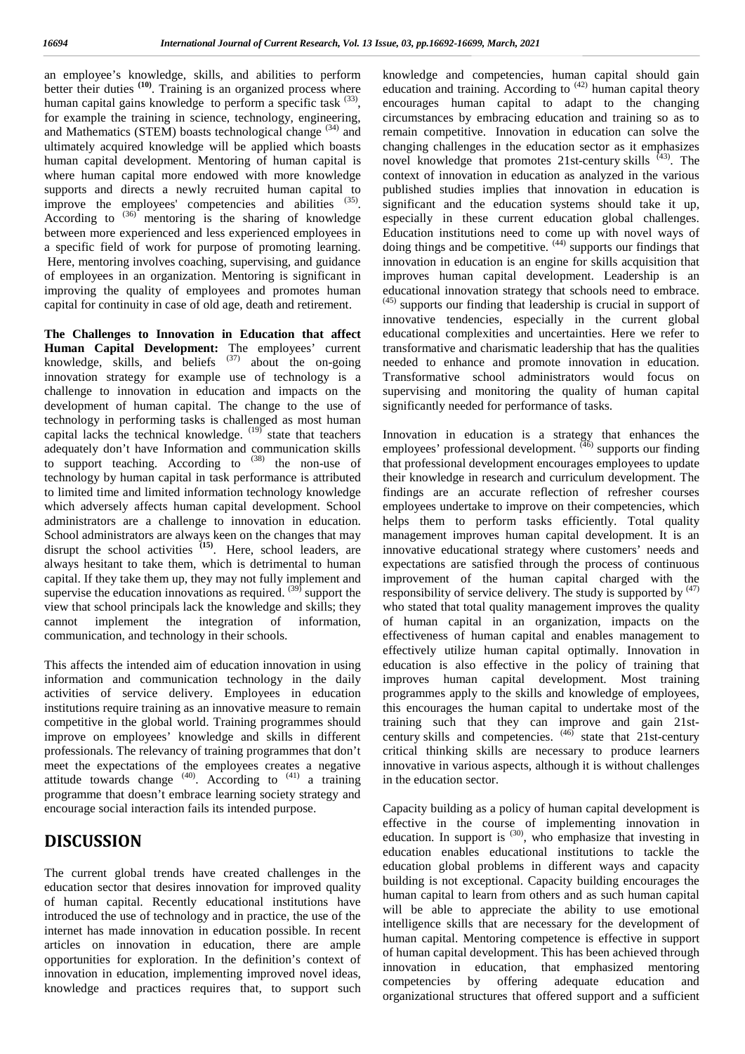an employee's knowledge, skills, and abilities to perform better their duties [10]. Training is an organized process where human capital gains knowledge to perform a specific task [33], for example the training in science, technology, engineering, and Mathematics (STEM) boasts technological change [34] and ultimately acquired knowledge will be applied which boasts human capital development. Mentoring of human capital is where human capital more endowed with more knowledge supports and directs a newly recruited human capital to improve the employees' competencies and abilities [35]. According to [36] mentoring is the sharing of knowledge between more experienced and less experienced employees in a specific field of work for purpose of promoting learning. Here, mentoring involves coaching, supervising, and guidance of employees in an organization. Mentoring is significant in improving the quality of employees and promotes human capital for continuity in case of old age, death and retirement.

**The Challenges to Innovation in Education that affect Human Capital Development:** The employees' current knowledge, skills, and beliefs [37] about the on-going innovation strategy for example use of technology is a challenge to innovation in education and impacts on the development of human capital. The change to the use of technology in performing tasks is challenged as most human capital lacks the technical knowledge. [19] state that teachers adequately don't have Information and communication skills to support teaching. According to [38] the non-use of technology by human capital in task performance is attributed to limited time and limited information technology knowledge which adversely affects human capital development. School administrators are a challenge to innovation in education. School administrators are always keen on the changes that may disrupt the school activities [15]. Here, school leaders, are always hesitant to take them, which is detrimental to human capital. If they take them up, they may not fully implement and supervise the education innovations as required. [39] support the view that school principals lack the knowledge and skills; they cannot implement the integration of information, communication, and technology in their schools.

This affects the intended aim of education innovation in using information and communication technology in the daily activities of service delivery. Employees in education institutions require training as an innovative measure to remain competitive in the global world. Training programmes should improve on employees' knowledge and skills in different professionals. The relevancy of training programmes that don't meet the expectations of the employees creates a negative attitude towards change [40]. According to [41] a training programme that doesn't embrace learning society strategy and encourage social interaction fails its intended purpose.

# DISCUSSION

The current global trends have created challenges in the education sector that desires innovation for improved quality of human capital. Recently educational institutions have introduced the use of technology and in practice, the use of the internet has made innovation in education possible. In recent articles on innovation in education, there are ample opportunities for exploration. In the definition's context of innovation in education, implementing improved novel ideas, knowledge and practices requires that, to support such knowledge and competencies, human capital should gain education and training. According to [42] human capital theory encourages human capital to adapt to the changing circumstances by embracing education and training so as to remain competitive. Innovation in education can solve the changing challenges in the education sector as it emphasizes novel knowledge that promotes 21st-century skills [43]. The context of innovation in education as analyzed in the various published studies implies that innovation in education is significant and the education systems should take it up, especially in these current education global challenges. Education institutions need to come up with novel ways of doing things and be competitive. [44] supports our findings that innovation in education is an engine for skills acquisition that improves human capital development. Leadership is an educational innovation strategy that schools need to embrace. [45] supports our finding that leadership is crucial in support of innovative tendencies, especially in the current global educational complexities and uncertainties. Here we refer to transformative and charismatic leadership that has the qualities needed to enhance and promote innovation in education. Transformative school administrators would focus on supervising and monitoring the quality of human capital significantly needed for performance of tasks.

Innovation in education is a strategy that enhances the employees' professional development. [46] supports our finding that professional development encourages employees to update their knowledge in research and curriculum development. The findings are an accurate reflection of refresher courses employees undertake to improve on their competencies, which helps them to perform tasks efficiently. Total quality management improves human capital development. It is an innovative educational strategy where customers' needs and expectations are satisfied through the process of continuous improvement of the human capital charged with the responsibility of service delivery. The study is supported by [47] who stated that total quality management improves the quality of human capital in an organization, impacts on the effectiveness of human capital and enables management to effectively utilize human capital optimally. Innovation in education is also effective in the policy of training that improves human capital development. Most training programmes apply to the skills and knowledge of employees, this encourages the human capital to undertake most of the training such that they can improve and gain 21st-century skills and competencies. [46] state that 21st-century critical thinking skills are necessary to produce learners innovative in various aspects, although it is without challenges in the education sector.

Capacity building as a policy of human capital development is effective in the course of implementing innovation in education. In support is [30], who emphasize that investing in education enables educational institutions to tackle the education global problems in different ways and capacity building is not exceptional. Capacity building encourages the human capital to learn from others and as such human capital will be able to appreciate the ability to use emotional intelligence skills that are necessary for the development of human capital. Mentoring competence is effective in support of human capital development. This has been achieved through innovation in education, that emphasized mentoring competencies by offering adequate education and organizational structures that offered support and a sufficient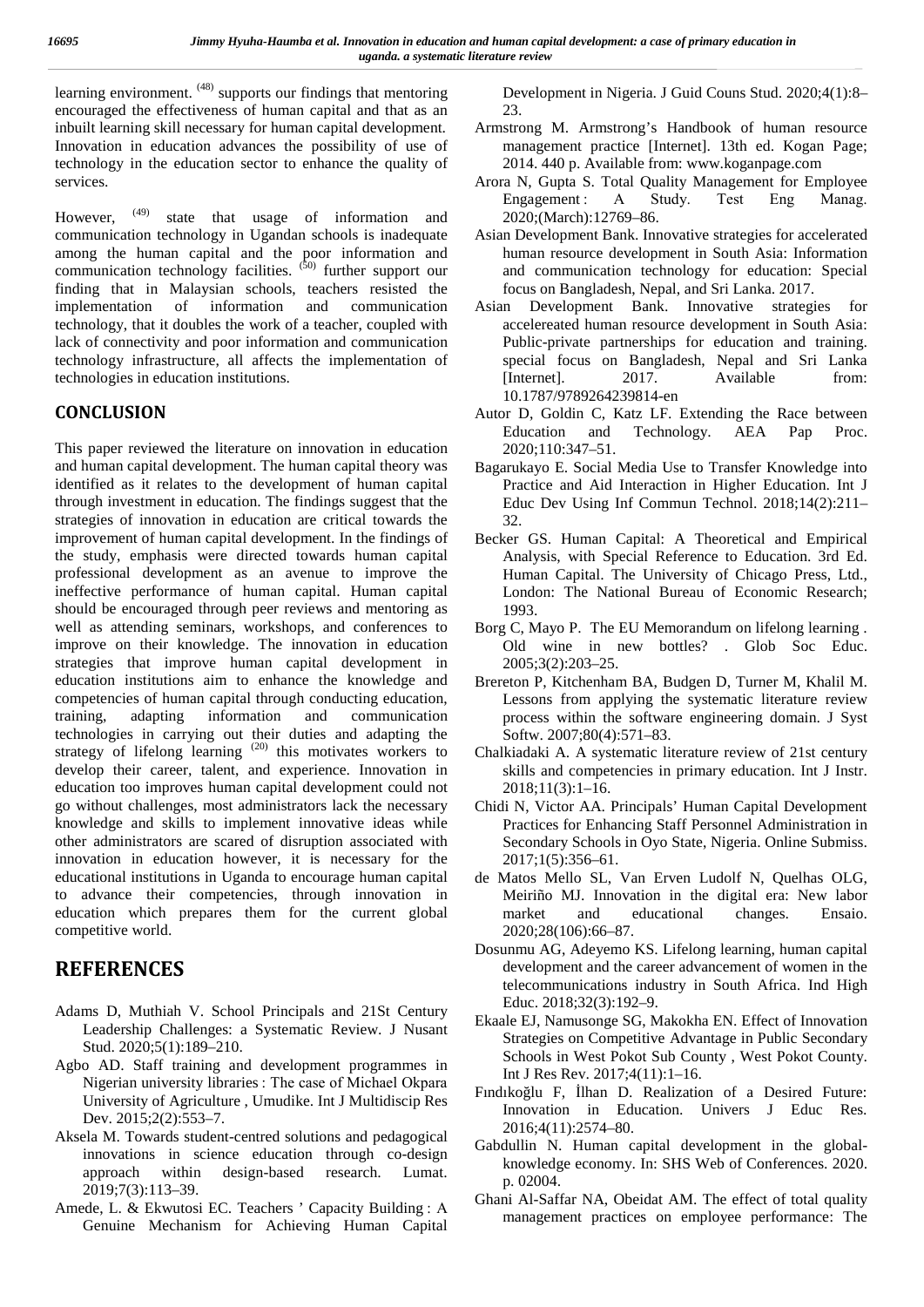learning environment. [48] supports our findings that mentoring encouraged the effectiveness of human capital and that as an inbuilt learning skill necessary for human capital development. Innovation in education advances the possibility of use of technology in the education sector to enhance the quality of services.

However, [49] state that usage of information and communication technology in Ugandan schools is inadequate among the human capital and the poor information and communication technology facilities. [50] further support our finding that in Malaysian schools, teachers resisted the implementation of information and communication technology, that it doubles the work of a teacher, coupled with lack of connectivity and poor information and communication technology infrastructure, all affects the implementation of technologies in education institutions.

## CONCLUSION

This paper reviewed the literature on innovation in education and human capital development. The human capital theory was identified as it relates to the development of human capital through investment in education. The findings suggest that the strategies of innovation in education are critical towards the improvement of human capital development. In the findings of the study, emphasis were directed towards human capital professional development as an avenue to improve the ineffective performance of human capital. Human capital should be encouraged through peer reviews and mentoring as well as attending seminars, workshops, and conferences to improve on their knowledge. The innovation in education strategies that improve human capital development in education institutions aim to enhance the knowledge and competencies of human capital through conducting education, training, adapting information and communication technologies in carrying out their duties and adapting the strategy of lifelong learning [20] this motivates workers to develop their career, talent, and experience. Innovation in education too improves human capital development could not go without challenges, most administrators lack the necessary knowledge and skills to implement innovative ideas while other administrators are scared of disruption associated with innovation in education however, it is necessary for the educational institutions in Uganda to encourage human capital to advance their competencies, through innovation in education which prepares them for the current global competitive world.

## REFERENCES

Adams D, Muthiah V. School Principals and 21St Century Leadership Challenges: a Systematic Review. J Nusant Stud. 2020;5(1):189–210.

Agbo AD. Staff training and development programmes in Nigerian university libraries : The case of Michael Okpara University of Agriculture , Umudike. Int J Multidiscip Res Dev. 2015;2(2):553–7.

Aksela M. Towards student-centred solutions and pedagogical innovations in science education through co-design approach within design-based research. Lumat. 2019;7(3):113–39.

Amede, L. & Ekwutosi EC. Teachers ' Capacity Building : A Genuine Mechanism for Achieving Human Capital Development in Nigeria. J Guid Couns Stud. 2020;4(1):8–23.

Armstrong M. Armstrong's Handbook of human resource management practice [Internet]. 13th ed. Kogan Page; 2014. 440 p. Available from: www.koganpage.com

Arora N, Gupta S. Total Quality Management for Employee Engagement : A Study. Test Eng Manag. 2020;(March):12769–86.

Asian Development Bank. Innovative strategies for accelerated human resource development in South Asia: Information and communication technology for education: Special focus on Bangladesh, Nepal, and Sri Lanka. 2017.

Asian Development Bank. Innovative strategies for accelereated human resource development in South Asia: Public-private partnerships for education and training. special focus on Bangladesh, Nepal and Sri Lanka [Internet]. 2017. Available from: 10.1787/9789264239814-en

Autor D, Goldin C, Katz LF. Extending the Race between Education and Technology. AEA Pap Proc. 2020;110:347–51.

Bagarukayo E. Social Media Use to Transfer Knowledge into Practice and Aid Interaction in Higher Education. Int J Educ Dev Using Inf Commun Technol. 2018;14(2):211–32.

Becker GS. Human Capital: A Theoretical and Empirical Analysis, with Special Reference to Education. 3rd Ed. Human Capital. The University of Chicago Press, Ltd., London: The National Bureau of Economic Research; 1993.

Borg C, Mayo P. The EU Memorandum on lifelong learning . Old wine in new bottles? . Glob Soc Educ. 2005;3(2):203–25.

Brereton P, Kitchenham BA, Budgen D, Turner M, Khalil M. Lessons from applying the systematic literature review process within the software engineering domain. J Syst Softw. 2007;80(4):571–83.

Chalkiadaki A. A systematic literature review of 21st century skills and competencies in primary education. Int J Instr. 2018;11(3):1–16.

Chidi N, Victor AA. Principals' Human Capital Development Practices for Enhancing Staff Personnel Administration in Secondary Schools in Oyo State, Nigeria. Online Submiss. 2017;1(5):356–61.

de Matos Mello SL, Van Erven Ludolf N, Quelhas OLG, Meiriño MJ. Innovation in the digital era: New labor market and educational changes. Ensaio. 2020;28(106):66–87.

Dosunmu AG, Adeyemo KS. Lifelong learning, human capital development and the career advancement of women in the telecommunications industry in South Africa. Ind High Educ. 2018;32(3):192–9.

Ekaale EJ, Namusonge SG, Makokha EN. Effect of Innovation Strategies on Competitive Advantage in Public Secondary Schools in West Pokot Sub County , West Pokot County. Int J Res Rev. 2017;4(11):1–16.

Fındıkoğlu F, İlhan D. Realization of a Desired Future: Innovation in Education. Univers J Educ Res. 2016;4(11):2574–80.

Gabdullin N. Human capital development in the global-knowledge economy. In: SHS Web of Conferences. 2020. p. 02004.

Ghani Al-Saffar NA, Obeidat AM. The effect of total quality management practices on employee performance: The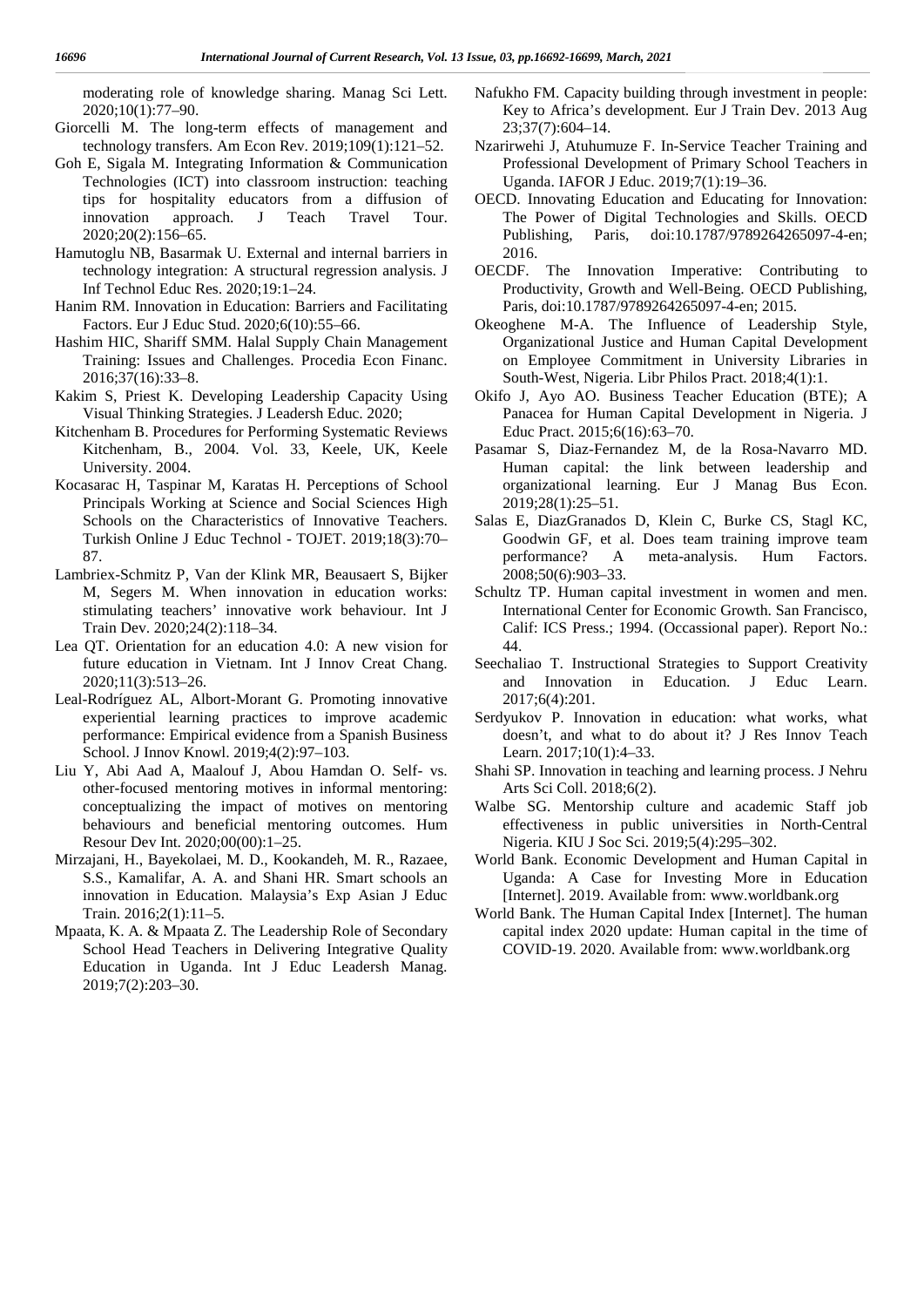moderating role of knowledge sharing. Manag Sci Lett. 2020;10(1):77–90.

Giorcelli M. The long-term effects of management and technology transfers. Am Econ Rev. 2019;109(1):121–52.

Goh E, Sigala M. Integrating Information & Communication Technologies (ICT) into classroom instruction: teaching tips for hospitality educators from a diffusion of innovation approach. J Teach Travel Tour. 2020;20(2):156–65.

Hamutoglu NB, Basarmak U. External and internal barriers in technology integration: A structural regression analysis. J Inf Technol Educ Res. 2020;19:1–24.

Hanim RM. Innovation in Education: Barriers and Facilitating Factors. Eur J Educ Stud. 2020;6(10):55–66.

Hashim HIC, Shariff SMM. Halal Supply Chain Management Training: Issues and Challenges. Procedia Econ Financ. 2016;37(16):33–8.

Kakim S, Priest K. Developing Leadership Capacity Using Visual Thinking Strategies. J Leadersh Educ. 2020;

Kitchenham B. Procedures for Performing Systematic Reviews Kitchenham, B., 2004. Vol. 33, Keele, UK, Keele University. 2004.

Kocasarac H, Taspinar M, Karatas H. Perceptions of School Principals Working at Science and Social Sciences High Schools on the Characteristics of Innovative Teachers. Turkish Online J Educ Technol - TOJET. 2019;18(3):70–87.

Lambriex-Schmitz P, Van der Klink MR, Beausaert S, Bijker M, Segers M. When innovation in education works: stimulating teachers' innovative work behaviour. Int J Train Dev. 2020;24(2):118–34.

Lea QT. Orientation for an education 4.0: A new vision for future education in Vietnam. Int J Innov Creat Chang. 2020;11(3):513–26.

Leal-Rodríguez AL, Albort-Morant G. Promoting innovative experiential learning practices to improve academic performance: Empirical evidence from a Spanish Business School. J Innov Knowl. 2019;4(2):97–103.

Liu Y, Abi Aad A, Maalouf J, Abou Hamdan O. Self- vs. other-focused mentoring motives in informal mentoring: conceptualizing the impact of motives on mentoring behaviours and beneficial mentoring outcomes. Hum Resour Dev Int. 2020;00(00):1–25.

Mirzajani, H., Bayekolaei, M. D., Kookandeh, M. R., Razaee, S.S., Kamalifar, A. A. and Shani HR. Smart schools an innovation in Education. Malaysia's Exp Asian J Educ Train. 2016;2(1):11–5.

Mpaata, K. A. & Mpaata Z. The Leadership Role of Secondary School Head Teachers in Delivering Integrative Quality Education in Uganda. Int J Educ Leadersh Manag. 2019;7(2):203–30.

Nafukho FM. Capacity building through investment in people: Key to Africa's development. Eur J Train Dev. 2013 Aug 23;37(7):604–14.

Nzarirwehi J, Atuhumuze F. In-Service Teacher Training and Professional Development of Primary School Teachers in Uganda. IAFOR J Educ. 2019;7(1):19–36.

OECD. Innovating Education and Educating for Innovation: The Power of Digital Technologies and Skills. OECD Publishing, Paris, doi:10.1787/9789264265097-4-en; 2016.

OECDF. The Innovation Imperative: Contributing to Productivity, Growth and Well-Being. OECD Publishing, Paris, doi:10.1787/9789264265097-4-en; 2015.

Okeoghene M-A. The Influence of Leadership Style, Organizational Justice and Human Capital Development on Employee Commitment in University Libraries in South-West, Nigeria. Libr Philos Pract. 2018;4(1):1.

Okifo J, Ayo AO. Business Teacher Education (BTE); A Panacea for Human Capital Development in Nigeria. J Educ Pract. 2015;6(16):63–70.

Pasamar S, Diaz-Fernandez M, de la Rosa-Navarro MD. Human capital: the link between leadership and organizational learning. Eur J Manag Bus Econ. 2019;28(1):25–51.

Salas E, DiazGranados D, Klein C, Burke CS, Stagl KC, Goodwin GF, et al. Does team training improve team performance? A meta-analysis. Hum Factors. 2008;50(6):903–33.

Schultz TP. Human capital investment in women and men. International Center for Economic Growth. San Francisco, Calif: ICS Press.; 1994. (Occassional paper). Report No.: 44.

Seechaliao T. Instructional Strategies to Support Creativity and Innovation in Education. J Educ Learn. 2017;6(4):201.

Serdyukov P. Innovation in education: what works, what doesn't, and what to do about it? J Res Innov Teach Learn. 2017;10(1):4–33.

Shahi SP. Innovation in teaching and learning process. J Nehru Arts Sci Coll. 2018;6(2).

Walbe SG. Mentorship culture and academic Staff job effectiveness in public universities in North-Central Nigeria. KIU J Soc Sci. 2019;5(4):295–302.

World Bank. Economic Development and Human Capital in Uganda: A Case for Investing More in Education [Internet]. 2019. Available from: www.worldbank.org

World Bank. The Human Capital Index [Internet]. The human capital index 2020 update: Human capital in the time of COVID-19. 2020. Available from: www.worldbank.org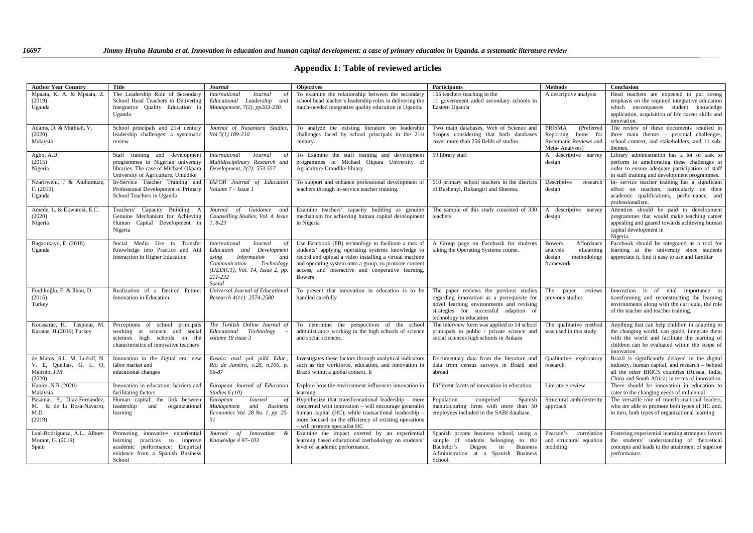## Appendix 1: Table of reviewed articles

| Author Year Country | Title | *Journal* | Objectives | Participants | Methods | Conclusion |
|---|---|---|---|---|---|---|
| Mpaata, K. A. & Mpaata, Z. (2019) Uganda | The Leadership Role of Secondary School Head Teachers in Delivering Integrative Quality Education in Uganda | *International Journal of Educational Leadership and Management, 7(2), pp203-230.* | To examine the relationship between the secondary school head teacher's leadership roles in delivering the much-needed integrative quality education in Uganda. | 165 teachers teaching in the 11 government aided secondary schools in Eastern Uganda | A descriptive analysis | Head teachers are expected to put strong emphasis on the required integrative education which encompasses student knowledge application, acquisition of life career skills and innovation. |
| Adams, D. & Muthiah, V. (2020) Malaysia | School principals and 21st century leadership challenges: a systematic review | *Journal of Nusantara Studies, Vol 5(1) 189-210* | To analyze the existing literature on leadership challenges faced by school principals in the 21st century. | Two main databases, Web of Science and Scopus considering that both databases cover more than 256 fields of studies | PRISMA (Preferred Reporting Items for Systematic Reviews and Meta- Analyses) | The review of these documents resulted in three main themes – personal challenges, school context, and stakeholders, and 11 sub-themes. |
| Agbo, A.D. (2015) Nigeria | Staff training and development programmes in Nigerian university libraries: The case of Michael Okpara University of Agriculture, Umudike | *International Journal of Multidisciplinary Research and Development, 2(2): 553-557* | To Examine the staff training and development programmes in Michael Okpara University of Agriculture Umudike library. | 59 library staff | A descriptive survey design | Library administration has a lot of task to perform in ameliorating these challenges in order to ensure adequate participation of staff in staff training and development programmes. |
| Nzarirwehi, J & Atuhumuze, F. (2019). Uganda | In-Service Teacher Training and Professional Development of Primary School Teachers in Uganda | *IAFOR Journal of Education Volume 7 – Issue 1* | To support and enhance professional development of teachers through in-service teacher training. | 610 primary school teachers in the districts of Bushenyi, Rukungiri and Sheema. | Descriptive research design | In- service teacher training has a significant effect on teachers, particularly on their academic qualifications, performance, and professionalism. |
| Amede, L. & Ekwutosi, E.C. (2020) Nigeria | Teachers' Capacity Building: A Genuine Mechanism for Achieving Human Capital Development in Nigeria | *Journal of Guidance and Counselling Studies, Vol. 4, Issue 1, 8-23* | Examine teachers' capacity building as genuine mechanism for achieving human capital development in Nigeria | The sample of this study consisted of 330 teachers | A descriptive survey design | Attention should be paid to development programmes that would make teaching career appealing and geared towards achieving human capital development in Nigeria. |
| Bagarukayo, E. (2018) Uganda | Social Media Use to Transfer Knowledge into Practice and Aid Interaction in Higher Education | *International Journal of Education and Development using Information and Communication Technology (IJEDICT), Vol. 14, Issue 2, pp. 211-232 Social* | Use Facebook (FB) technology to facilitate a task of students' applying operating systems knowledge to record and upload a video installing a virtual machine and operating system onto a group; to promote content access, and interactive and cooperative learning. Bowers | A Group page on Facebook for students taking the Operating Systems course. | Bowers Affordance analysis eLearning design methodology framework | Facebook should be integrated as a tool for learning at the university since students appreciate it, find it easy to use and familiar |
| Fındıkoğlu, F. & İlhan, D. (2016) Turkey | Realization of a Desired Future: Innovation in Education | *Universal Journal of Educational Research 4(11): 2574-2580* | To present that innovation in education is to be handled carefully | The paper reviews the previous studies regarding innovation as a prerequisite for novel learning environments and revising strategies for successful adaption of technology to education | The paper reviews previous studies | Innovation is of vital importance in transforming and reconstructing the learning environments along with the curricula, the role of the teacher and teacher training. |
| Kocasarac, H. Taspinar, M. Karatas, H.(2019) Turkey | Perceptions of school principals working at science and social sciences high schools on the characteristics of innovative teachers | *The Turkish Online Journal of Educational Technology - volume 18 issue 3* | To determine the perspectives of the school administrators working in the high schools of science and social sciences. | The interview form was applied to 14 school principals in public / private science and social sciences high schools in Ankara | The qualitative method was used in this study | Anything that can help children in adapting to the changing world, can guide, integrate them with the world and facilitate the learning of children can be evaluated within the scope of innovation. |
| de Matos, S.L. M, Ludolf, N. V. E, Quelhas, G. L. O, Meiriño, J.M (2020) | Innovation in the digital era: new labor market and educational changes | *Ensaio: aval. pol. públ. Educ., Rio de Janeiro, v.28, n.106, p. 66-87* | Investigates these factors through analytical indicators such as the workforce, education, and innovation in Brazil within a global context. It | Documentary data from the literature and data from census surveys in Brazil and abroad | Qualitative exploratory research | Brazil is significantly delayed in the digital industry, human capital, and research – behind all the other BRICS countries (Russia, India, China and South Africa) in terms of innovation. |
| Hanim, N.R (2020) Malaysia | Innovation in education: barriers and facilitating factors | *European Journal of Education Studies 6 (10)* | Explore how the environment influences innovation in learning. | Different facets of innovation in education. | Literature review | There should be innovation in education to cater to the changing needs of millennial. |
| Pasamar, S., Diaz-Fernandez, M. & de la Rosa-Navarro, M.D (2019) | Human capital: the link between leadership and organizational learning | *European Journal of Management and Business Economics Vol. 28 No. 1, pp. 25-51* | Hypothesize that transformational leadership – more concerned with innovation – will encourage generalist human capital (HC), while transactional leadership – more focused on the efficiency of existing operations – will promote specialist HC | Population comprised Spanish manufacturing firms with more than 50 employees included in the SABI database. | Structural ambidexterity approach | The versatile role of transformational leaders, who are able to promote both types of HC and, in turn, both types of organizational learning |
| Leal-Rodrígueza, A.L., Albort-Morant, G. (2019) Spain | Promoting innovative experiential learning practices to improve academic performance: Empirical evidence from a Spanish Business School | *Journal of Innovation & Knowledge 4 97–103* | Examine the impact exerted by an experiential learning based educational methodology on students' level of academic performance. | Spanish private business school, using a sample of students belonging to the Bachelor's Degree in Business Administration at a Spanish Business School. | Pearson's correlation and structural equation modeling | Fostering experiential learning strategies favors the students' understanding of theoretical concepts and leads to the attainment of superior performance. |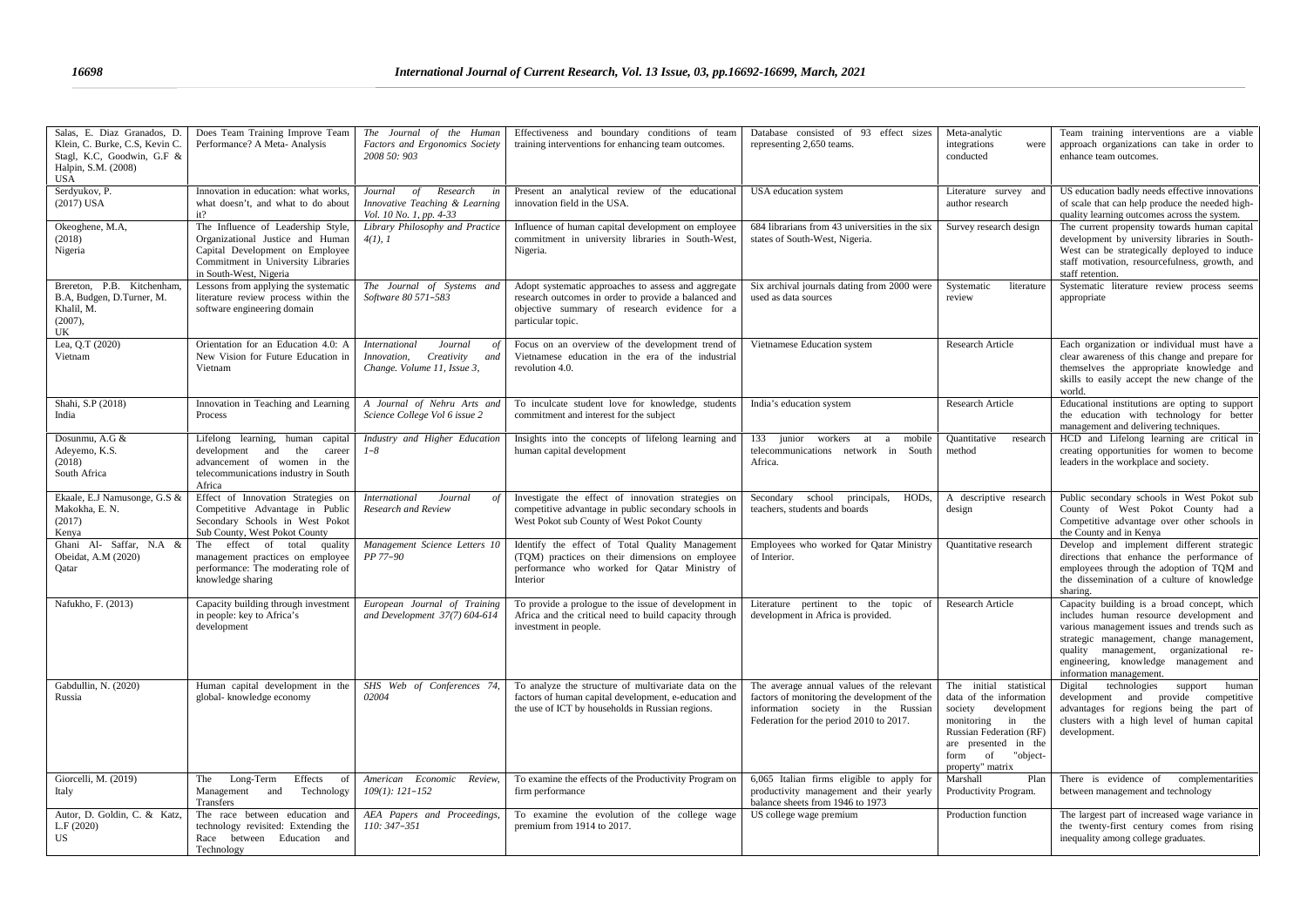| | | | | | | |
|---|---|---|---|---|---|---|
| Salas, E. Diaz Granados, D. Klein, C. Burke, C.S, Kevin C. Stagl, K.C, Goodwin, G.F & Halpin, S.M. (2008) USA | Does Team Training Improve Team Performance? A Meta- Analysis | *The Journal of the Human Factors and Ergonomics Society 2008 50: 903* | Effectiveness and boundary conditions of team training interventions for enhancing team outcomes. | Database consisted of 93 effect sizes representing 2,650 teams. | Meta-analytic integrations were conducted | Team training interventions are a viable approach organizations can take in order to enhance team outcomes. |
| Serdyukov, P. (2017) USA | Innovation in education: what works, what doesn't, and what to do about it? | *Journal of Research in Innovative Teaching & Learning Vol. 10 No. 1, pp. 4-33* | Present an analytical review of the educational innovation field in the USA. | USA education system | Literature survey and author research | US education badly needs effective innovations of scale that can help produce the needed high-quality learning outcomes across the system. |
| Okeoghene, M.A, (2018) Nigeria | The Influence of Leadership Style, Organizational Justice and Human Capital Development on Employee Commitment in University Libraries in South-West, Nigeria | *Library Philosophy and Practice 4(1), 1* | Influence of human capital development on employee commitment in university libraries in South-West, Nigeria. | 684 librarians from 43 universities in the six states of South-West, Nigeria. | Survey research design | The current propensity towards human capital development by university libraries in South-West can be strategically deployed to induce staff motivation, resourcefulness, growth, and staff retention. |
| Brereton, P.B. Kitchenham, B.A, Budgen, D.Turner, M. Khalil, M. (2007), UK | Lessons from applying the systematic literature review process within the software engineering domain | *The Journal of Systems and Software 80 571–583* | Adopt systematic approaches to assess and aggregate research outcomes in order to provide a balanced and objective summary of research evidence for a particular topic. | Six archival journals dating from 2000 were used as data sources | Systematic literature review | Systematic literature review process seems appropriate |
| Lea, Q.T (2020) Vietnam | Orientation for an Education 4.0: A New Vision for Future Education in Vietnam | *International Journal of Innovation, Creativity and Change. Volume 11, Issue 3,* | Focus on an overview of the development trend of Vietnamese education in the era of the industrial revolution 4.0. | Vietnamese Education system | Research Article | Each organization or individual must have a clear awareness of this change and prepare for themselves the appropriate knowledge and skills to easily accept the new change of the world. |
| Shahi, S.P (2018) India | Innovation in Teaching and Learning Process | *A Journal of Nehru Arts and Science College Vol 6 issue 2* | To inculcate student love for knowledge, students commitment and interest for the subject | India's education system | Research Article | Educational institutions are opting to support the education with technology for better management and delivering techniques. |
| Dosunmu, A.G & Adeyemo, K.S. (2018) South Africa | Lifelong learning, human capital development and the career advancement of women in the telecommunications industry in South Africa | *Industry and Higher Education 1–8* | Insights into the concepts of lifelong learning and human capital development | 133 junior workers at a mobile telecommunications network in South Africa. | Quantitative research method | HCD and Lifelong learning are critical in creating opportunities for women to become leaders in the workplace and society. |
| Ekaale, E.J Namusonge, G.S & Makokha, E. N. (2017) Kenya | Effect of Innovation Strategies on Competitive Advantage in Public Secondary Schools in West Pokot Sub County, West Pokot County | *International Journal of Research and Review* | Investigate the effect of innovation strategies on competitive advantage in public secondary schools in West Pokot sub County of West Pokot County | Secondary school principals, HODs, teachers, students and boards | A descriptive research design | Public secondary schools in West Pokot sub County of West Pokot County had a Competitive advantage over other schools in the County and in Kenya |
| Ghani Al- Saffar, N.A & Obeidat, A.M (2020) Qatar | The effect of total quality management practices on employee performance: The moderating role of knowledge sharing | *Management Science Letters 10 PP 77–90* | Identify the effect of Total Quality Management (TQM) practices on their dimensions on employee performance who worked for Qatar Ministry of Interior | Employees who worked for Qatar Ministry of Interior. | Quantitative research | Develop and implement different strategic directions that enhance the performance of employees through the adoption of TQM and the dissemination of a culture of knowledge sharing. |
| Nafukho, F. (2013) | Capacity building through investment in people: key to Africa's development | *European Journal of Training and Development 37(7) 604-614* | To provide a prologue to the issue of development in Africa and the critical need to build capacity through investment in people. | Literature pertinent to the topic of development in Africa is provided. | Research Article | Capacity building is a broad concept, which includes human resource development and various management issues and trends such as strategic management, change management, quality management, organizational re-engineering, knowledge management and information management. |
| Gabdullin, N. (2020) Russia | Human capital development in the global- knowledge economy | *SHS Web of Conferences 74, 02004* | To analyze the structure of multivariate data on the factors of human capital development, e-education and the use of ICT by households in Russian regions. | The average annual values of the relevant factors of monitoring the development of the information society in the Russian Federation for the period 2010 to 2017. | The initial statistical data of the information society development monitoring in the Russian Federation (RF) are presented in the form of "object-property" matrix | Digital technologies support human development and provide competitive advantages for regions being the part of clusters with a high level of human capital development. |
| Giorcelli, M. (2019) Italy | The Long-Term Effects of Management and Technology Transfers | *American Economic Review, 109(1): 121–152* | To examine the effects of the Productivity Program on firm performance | 6,065 Italian firms eligible to apply for productivity management and their yearly balance sheets from 1946 to 1973 | Marshall Plan Productivity Program. | There is evidence of complementarities between management and technology |
| Autor, D. Goldin, C. & Katz, L.F (2020) US | The race between education and technology revisited: Extending the Race between Education and Technology | *AEA Papers and Proceedings, 110: 347–351* | To examine the evolution of the college wage premium from 1914 to 2017. | US college wage premium | Production function | The largest part of increased wage variance in the twenty-first century comes from rising inequality among college graduates. |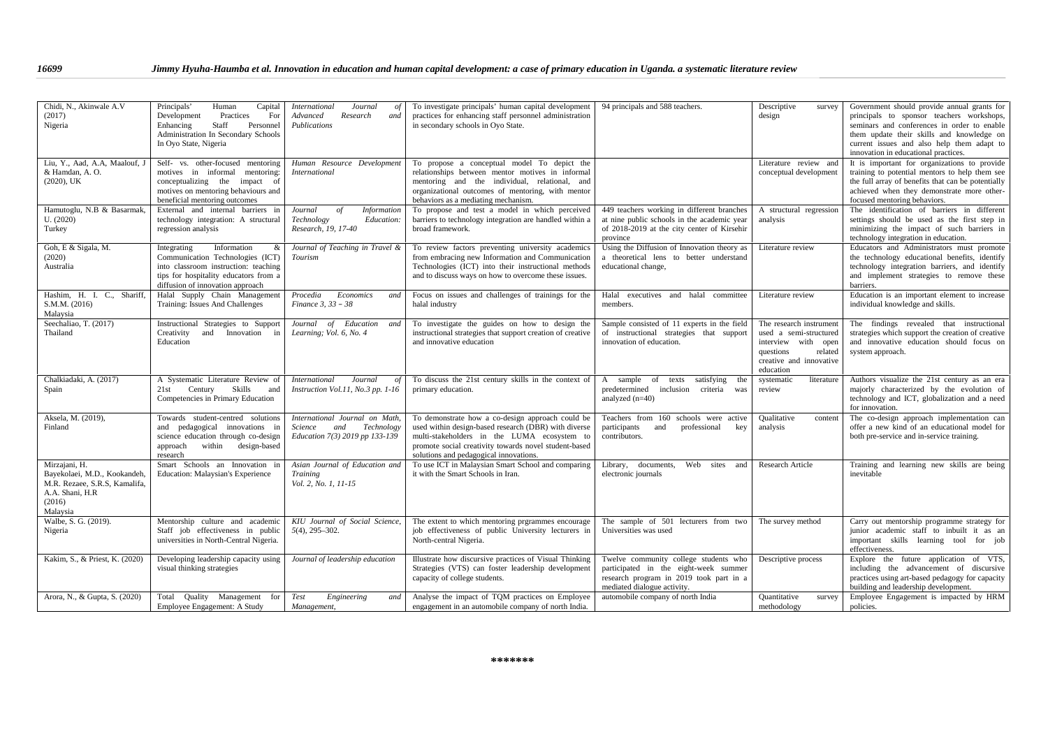| | | | | | | |
|---|---|---|---|---|---|---|
| Chidi, N., Akinwale A.V (2017) Nigeria | Principals' Human Capital Development Practices For Enhancing Staff Personnel Administration In Secondary Schools In Oyo State, Nigeria | *International Journal of Advanced Research and Publications* | To investigate principals' human capital development practices for enhancing staff personnel administration in secondary schools in Oyo State. | 94 principals and 588 teachers. | Descriptive survey design | Government should provide annual grants for principals to sponsor teachers workshops, seminars and conferences in order to enable them update their skills and knowledge on current issues and also help them adapt to innovation in educational practices. |
| Liu, Y., Aad, A.A, Maalouf, J & Hamdan, A. O. (2020), UK | Self- vs. other-focused mentoring motives in informal mentoring: conceptualizing the impact of motives on mentoring behaviours and beneficial mentoring outcomes | *Human Resource Development International* | To propose a conceptual model To depict the relationships between mentor motives in informal mentoring and the individual, relational, and organizational outcomes of mentoring, with mentor behaviors as a mediating mechanism. | | Literature review and conceptual development | It is important for organizations to provide training to potential mentors to help them see the full array of benefits that can be potentially achieved when they demonstrate more other-focused mentoring behaviors. |
| Hamutoglu, N.B & Basarmak, U. (2020) Turkey | External and internal barriers in technology integration: A structural regression analysis | *Journal of Information Technology Education: Research, 19, 17-40* | To propose and test a model in which perceived barriers to technology integration are handled within a broad framework. | 449 teachers working in different branches at nine public schools in the academic year of 2018-2019 at the city center of Kirsehir province | A structural regression analysis | The identification of barriers in different settings should be used as the first step in minimizing the impact of such barriers in technology integration in education. |
| Goh, E & Sigala, M. (2020) Australia | Integrating Information & Communication Technologies (ICT) into classroom instruction: teaching tips for hospitality educators from a diffusion of innovation approach | *Journal of Teaching in Travel & Tourism* | To review factors preventing university academics from embracing new Information and Communication Technologies (ICT) into their instructional methods and to discuss ways on how to overcome these issues. | Using the Diffusion of Innovation theory as a theoretical lens to better understand educational change, | Literature review | Educators and Administrators must promote the technology educational benefits, identify technology integration barriers, and identify and implement strategies to remove these barriers. |
| Hashim, H. I. C., Shariff, S.M.M. (2016) Malaysia | Halal Supply Chain Management Training: Issues And Challenges | *Procedia Economics and Finance 3, 33 – 38* | Focus on issues and challenges of trainings for the halal industry | Halal executives and halal committee members. | Literature review | Education is an important element to increase individual knowledge and skills. |
| Seechaliao, T. (2017) Thailand | Instructional Strategies to Support Creativity and Innovation in Education | *Journal of Education and Learning; Vol. 6, No. 4* | To investigate the guides on how to design the instructional strategies that support creation of creative and innovative education | Sample consisted of 11 experts in the field of instructional strategies that support innovation of education. | The research instrument used a semi-structured interview with open questions related creative and innovative education | The findings revealed that instructional strategies which support the creation of creative and innovative education should focus on system approach. |
| Chalkiadaki, A. (2017) Spain | A Systematic Literature Review of 21st Century Skills and Competencies in Primary Education | *International Journal of Instruction Vol.11, No.3 pp. 1-16* | To discuss the 21st century skills in the context of primary education. | A sample of texts satisfying the predetermined inclusion criteria was analyzed (n=40) | systematic literature review | Authors visualize the 21st century as an era majorly characterized by the evolution of technology and ICT, globalization and a need for innovation. |
| Aksela, M. (2019), Finland | Towards student-centred solutions and pedagogical innovations in science education through co-design approach within design-based research | *International Journal on Math, Science and Technology Education 7(3) 2019 pp 133-139* | To demonstrate how a co-design approach could be used within design-based research (DBR) with diverse multi-stakeholders in the LUMA ecosystem to promote social creativity towards novel student-based solutions and pedagogical innovations. | Teachers from 160 schools were active participants and professional key contributors. | Qualitative content analysis | The co-design approach implementation can offer a new kind of an educational model for both pre-service and in-service training. |
| Mirzajani, H. Bayekolaei, M.D., Kookandeh, M.R. Rezaee, S.R.S, Kamalifa, A.A. Shani, H.R (2016) Malaysia | Smart Schools an Innovation in Education: Malaysian's Experience | *Asian Journal of Education and Training Vol. 2, No. 1, 11-15* | To use ICT in Malaysian Smart School and comparing it with the Smart Schools in Iran. | Library, documents, Web sites and electronic journals | Research Article | Training and learning new skills are being inevitable |
| Walbe, S. G. (2019). Nigeria | Mentorship culture and academic Staff job effectiveness in public universities in North-Central Nigeria. | *KIU Journal of Social Science, 5*(4), 295–302. | The extent to which mentoring prgrammes encourage job effectiveness of public University lecturers in North-central Nigeria. | The sample of 501 lecturers from two Universities was used | The survey method | Carry out mentorship programme strategy for junior academic staff to inbuilt it as an important skills learning tool for job effectiveness. |
| Kakim, S., & Priest, K. (2020) | Developing leadership capacity using visual thinking strategies | *Journal of leadership education* | Illustrate how discursive practices of Visual Thinking Strategies (VTS) can foster leadership development capacity of college students. | Twelve community college students who participated in the eight-week summer research program in 2019 took part in a mediated dialogue activity. | Descriptive process | Explore the future application of VTS, including the advancement of discursive practices using art-based pedagogy for capacity building and leadership development. |
| Arora, N., & Gupta, S. (2020) | Total Quality Management for Employee Engagement: A Study | *Test Engineering and Management,* | Analyse the impact of TQM practices on Employee engagement in an automobile company of north India. | automobile company of north India | Quantitative survey methodology | Employee Engagement is impacted by HRM policies. |

\*\*\*\*\*\*\*